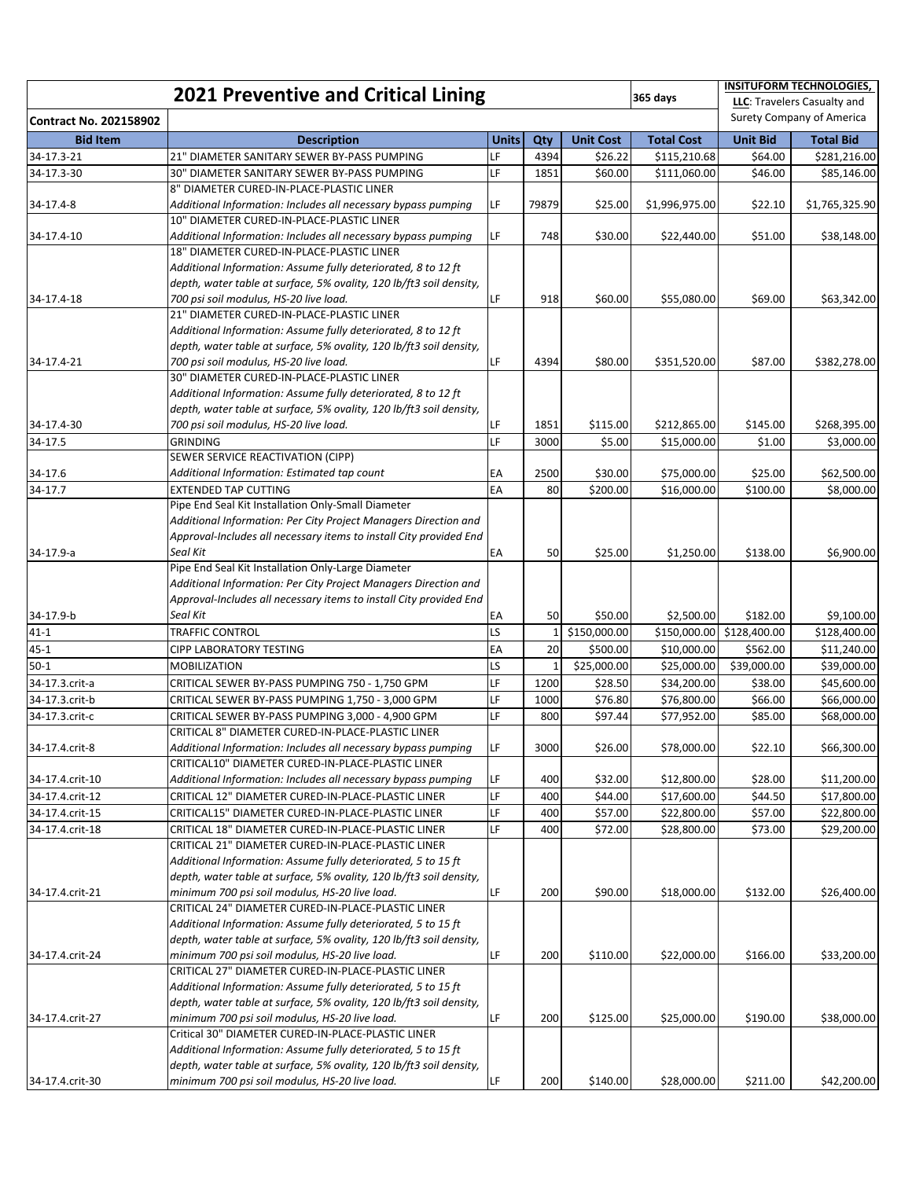| | **2021 Preventive and Critical Lining** | | | | **365 days** | **INSITUFORM TECHNOLOGIES, LLC**: Travelers Casualty and Surety Company of America | |
|---|---|---|---|---|---|---|---|
| **Contract No. 202158902** | | | | | | | |
| **Bid Item** | **Description** | **Units** | **Qty** | **Unit Cost** | **Total Cost** | **Unit Bid** | **Total Bid** |
| 34-17.3-21 | 21" DIAMETER SANITARY SEWER BY-PASS PUMPING | LF | 4394 | $26.22 | $115,210.68 | $64.00 | $281,216.00 |
| 34-17.3-30 | 30" DIAMETER SANITARY SEWER BY-PASS PUMPING | LF | 1851 | $60.00 | $111,060.00 | $46.00 | $85,146.00 |
| 34-17.4-8 | 8" DIAMETER CURED-IN-PLACE-PLASTIC LINER *Additional Information: Includes all necessary bypass pumping* | LF | 79879 | $25.00 | $1,996,975.00 | $22.10 | $1,765,325.90 |
| 34-17.4-10 | 10" DIAMETER CURED-IN-PLACE-PLASTIC LINER *Additional Information: Includes all necessary bypass pumping* | LF | 748 | $30.00 | $22,440.00 | $51.00 | $38,148.00 |
| 34-17.4-18 | 18" DIAMETER CURED-IN-PLACE-PLASTIC LINER *Additional Information: Assume fully deteriorated, 8 to 12 ft depth, water table at surface, 5% ovality, 120 lb/ft3 soil density, 700 psi soil modulus, HS-20 live load.* | LF | 918 | $60.00 | $55,080.00 | $69.00 | $63,342.00 |
| 34-17.4-21 | 21" DIAMETER CURED-IN-PLACE-PLASTIC LINER *Additional Information: Assume fully deteriorated, 8 to 12 ft depth, water table at surface, 5% ovality, 120 lb/ft3 soil density, 700 psi soil modulus, HS-20 live load.* | LF | 4394 | $80.00 | $351,520.00 | $87.00 | $382,278.00 |
| 34-17.4-30 | 30" DIAMETER CURED-IN-PLACE-PLASTIC LINER *Additional Information: Assume fully deteriorated, 8 to 12 ft depth, water table at surface, 5% ovality, 120 lb/ft3 soil density, 700 psi soil modulus, HS-20 live load.* | LF | 1851 | $115.00 | $212,865.00 | $145.00 | $268,395.00 |
| 34-17.5 | GRINDING | LF | 3000 | $5.00 | $15,000.00 | $1.00 | $3,000.00 |
| 34-17.6 | SEWER SERVICE REACTIVATION (CIPP) *Additional Information: Estimated tap count* | EA | 2500 | $30.00 | $75,000.00 | $25.00 | $62,500.00 |
| 34-17.7 | EXTENDED TAP CUTTING | EA | 80 | $200.00 | $16,000.00 | $100.00 | $8,000.00 |
| 34-17.9-a | Pipe End Seal Kit Installation Only-Small Diameter *Additional Information: Per City Project Managers Direction and Approval-Includes all necessary items to install City provided End Seal Kit* | EA | 50 | $25.00 | $1,250.00 | $138.00 | $6,900.00 |
| 34-17.9-b | Pipe End Seal Kit Installation Only-Large Diameter *Additional Information: Per City Project Managers Direction and Approval-Includes all necessary items to install City provided End Seal Kit* | EA | 50 | $50.00 | $2,500.00 | $182.00 | $9,100.00 |
| 41-1 | TRAFFIC CONTROL | LS | 1 | $150,000.00 | $150,000.00 | $128,400.00 | $128,400.00 |
| 45-1 | CIPP LABORATORY TESTING | EA | 20 | $500.00 | $10,000.00 | $562.00 | $11,240.00 |
| 50-1 | MOBILIZATION | LS | 1 | $25,000.00 | $25,000.00 | $39,000.00 | $39,000.00 |
| 34-17.3.crit-a | CRITICAL SEWER BY-PASS PUMPING 750 - 1,750 GPM | LF | 1200 | $28.50 | $34,200.00 | $38.00 | $45,600.00 |
| 34-17.3.crit-b | CRITICAL SEWER BY-PASS PUMPING 1,750 - 3,000 GPM | LF | 1000 | $76.80 | $76,800.00 | $66.00 | $66,000.00 |
| 34-17.3.crit-c | CRITICAL SEWER BY-PASS PUMPING 3,000 - 4,900 GPM | LF | 800 | $97.44 | $77,952.00 | $85.00 | $68,000.00 |
| 34-17.4.crit-8 | CRITICAL 8" DIAMETER CURED-IN-PLACE-PLASTIC LINER *Additional Information: Includes all necessary bypass pumping* | LF | 3000 | $26.00 | $78,000.00 | $22.10 | $66,300.00 |
| 34-17.4.crit-10 | CRITICAL10" DIAMETER CURED-IN-PLACE-PLASTIC LINER *Additional Information: Includes all necessary bypass pumping* | LF | 400 | $32.00 | $12,800.00 | $28.00 | $11,200.00 |
| 34-17.4.crit-12 | CRITICAL 12" DIAMETER CURED-IN-PLACE-PLASTIC LINER | LF | 400 | $44.00 | $17,600.00 | $44.50 | $17,800.00 |
| 34-17.4.crit-15 | CRITICAL15" DIAMETER CURED-IN-PLACE-PLASTIC LINER | LF | 400 | $57.00 | $22,800.00 | $57.00 | $22,800.00 |
| 34-17.4.crit-18 | CRITICAL 18" DIAMETER CURED-IN-PLACE-PLASTIC LINER | LF | 400 | $72.00 | $28,800.00 | $73.00 | $29,200.00 |
| 34-17.4.crit-21 | CRITICAL 21" DIAMETER CURED-IN-PLACE-PLASTIC LINER *Additional Information: Assume fully deteriorated, 5 to 15 ft depth, water table at surface, 5% ovality, 120 lb/ft3 soil density, minimum 700 psi soil modulus, HS-20 live load.* | LF | 200 | $90.00 | $18,000.00 | $132.00 | $26,400.00 |
| 34-17.4.crit-24 | CRITICAL 24" DIAMETER CURED-IN-PLACE-PLASTIC LINER *Additional Information: Assume fully deteriorated, 5 to 15 ft depth, water table at surface, 5% ovality, 120 lb/ft3 soil density, minimum 700 psi soil modulus, HS-20 live load.* | LF | 200 | $110.00 | $22,000.00 | $166.00 | $33,200.00 |
| 34-17.4.crit-27 | CRITICAL 27" DIAMETER CURED-IN-PLACE-PLASTIC LINER *Additional Information: Assume fully deteriorated, 5 to 15 ft depth, water table at surface, 5% ovality, 120 lb/ft3 soil density, minimum 700 psi soil modulus, HS-20 live load.* | LF | 200 | $125.00 | $25,000.00 | $190.00 | $38,000.00 |
| 34-17.4.crit-30 | Critical 30" DIAMETER CURED-IN-PLACE-PLASTIC LINER *Additional Information: Assume fully deteriorated, 5 to 15 ft depth, water table at surface, 5% ovality, 120 lb/ft3 soil density, minimum 700 psi soil modulus, HS-20 live load.* | LF | 200 | $140.00 | $28,000.00 | $211.00 | $42,200.00 |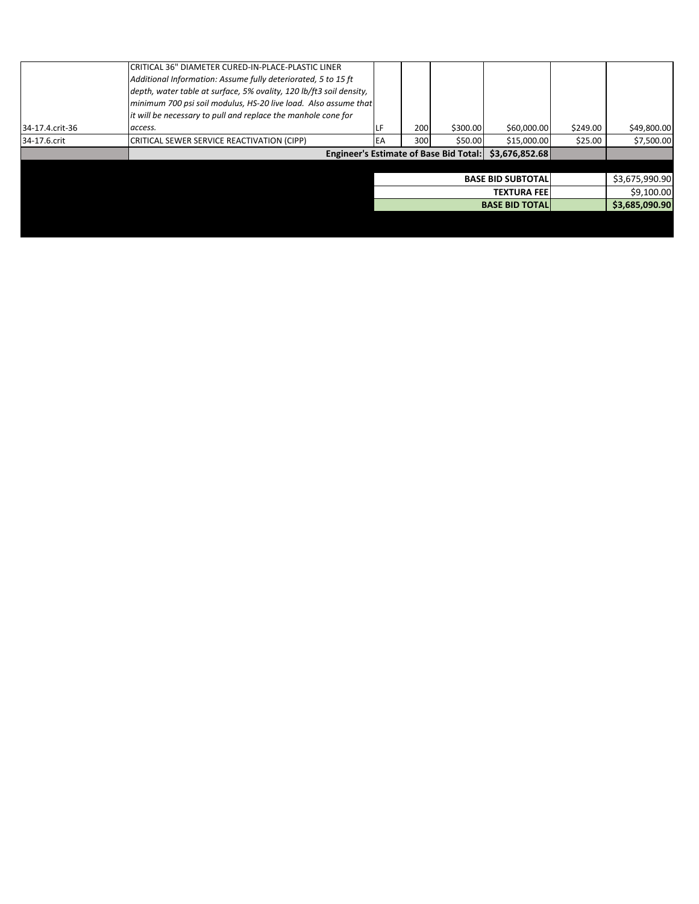| | | | | | | | |
|---|---|---|---|---|---|---|---|
| 34-17.4.crit-36 | CRITICAL 36" DIAMETER CURED-IN-PLACE-PLASTIC LINER *Additional Information: Assume fully deteriorated, 5 to 15 ft depth, water table at surface, 5% ovality, 120 lb/ft3 soil density, minimum 700 psi soil modulus, HS-20 live load. Also assume that it will be necessary to pull and replace the manhole cone for access.* | LF | 200 | $300.00 | $60,000.00 | $249.00 | $49,800.00 |
| 34-17.6.crit | CRITICAL SEWER SERVICE REACTIVATION (CIPP) | EA | 300 | $50.00 | $15,000.00 | $25.00 | $7,500.00 |
| | **Engineer's Estimate of Base Bid Total:** | | | | **$3,676,852.68** | | |
| | | | | | **BASE BID SUBTOTAL** | | $3,675,990.90 |
| | | | | | **TEXTURA FEE** | | $9,100.00 |
| | | | | | **BASE BID TOTAL** | | **$3,685,090.90** |